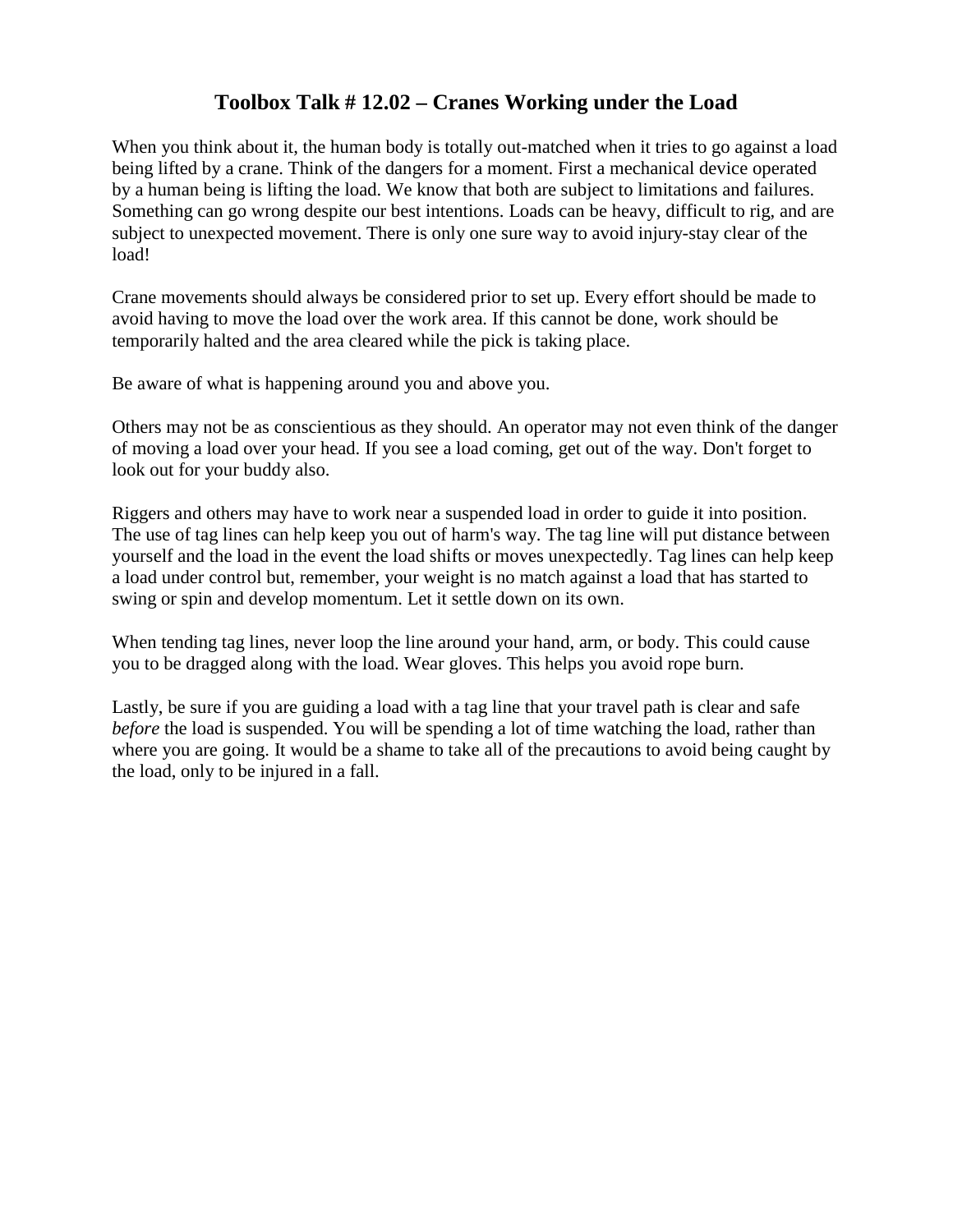# Toolbox Talk # 12.02 – Cranes Working under the Load

When you think about it, the human body is totally out-matched when it tries to go against a load being lifted by a crane. Think of the dangers for a moment. First a mechanical device operated by a human being is lifting the load. We know that both are subject to limitations and failures. Something can go wrong despite our best intentions. Loads can be heavy, difficult to rig, and are subject to unexpected movement. There is only one sure way to avoid injury-stay clear of the load!

Crane movements should always be considered prior to set up. Every effort should be made to avoid having to move the load over the work area. If this cannot be done, work should be temporarily halted and the area cleared while the pick is taking place.

Be aware of what is happening around you and above you.

Others may not be as conscientious as they should. An operator may not even think of the danger of moving a load over your head. If you see a load coming, get out of the way. Don't forget to look out for your buddy also.

Riggers and others may have to work near a suspended load in order to guide it into position. The use of tag lines can help keep you out of harm's way. The tag line will put distance between yourself and the load in the event the load shifts or moves unexpectedly. Tag lines can help keep a load under control but, remember, your weight is no match against a load that has started to swing or spin and develop momentum. Let it settle down on its own.

When tending tag lines, never loop the line around your hand, arm, or body. This could cause you to be dragged along with the load. Wear gloves. This helps you avoid rope burn.

Lastly, be sure if you are guiding a load with a tag line that your travel path is clear and safe *before* the load is suspended. You will be spending a lot of time watching the load, rather than where you are going. It would be a shame to take all of the precautions to avoid being caught by the load, only to be injured in a fall.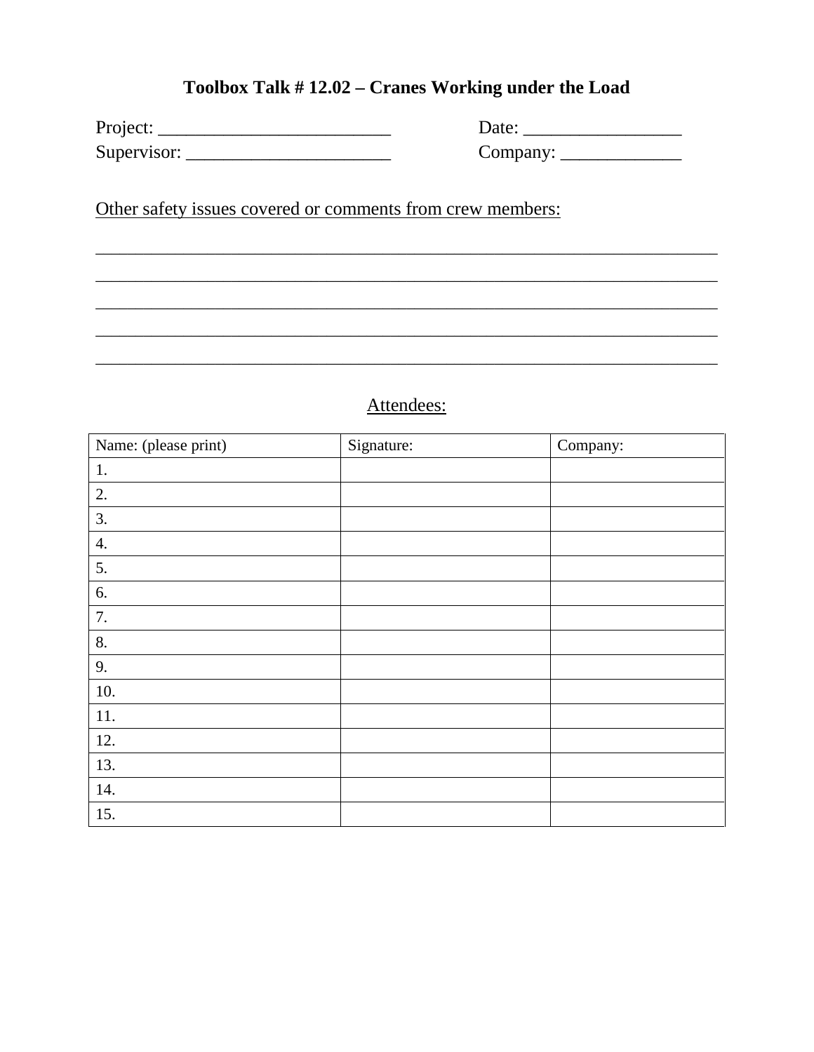**Toolbox Talk # 12.02 – Cranes Working under the Load**

Project: _________________________ Date: _________________

Supervisor: ______________________ Company: _____________

Other safety issues covered or comments from crew members:

___________________________________________________________________________

___________________________________________________________________________

___________________________________________________________________________

___________________________________________________________________________

___________________________________________________________________________

Attendees:

| Name: (please print) | Signature: | Company: |
|---|---|---|
| 1. | | |
| 2. | | |
| 3. | | |
| 4. | | |
| 5. | | |
| 6. | | |
| 7. | | |
| 8. | | |
| 9. | | |
| 10. | | |
| 11. | | |
| 12. | | |
| 13. | | |
| 14. | | |
| 15. | | |